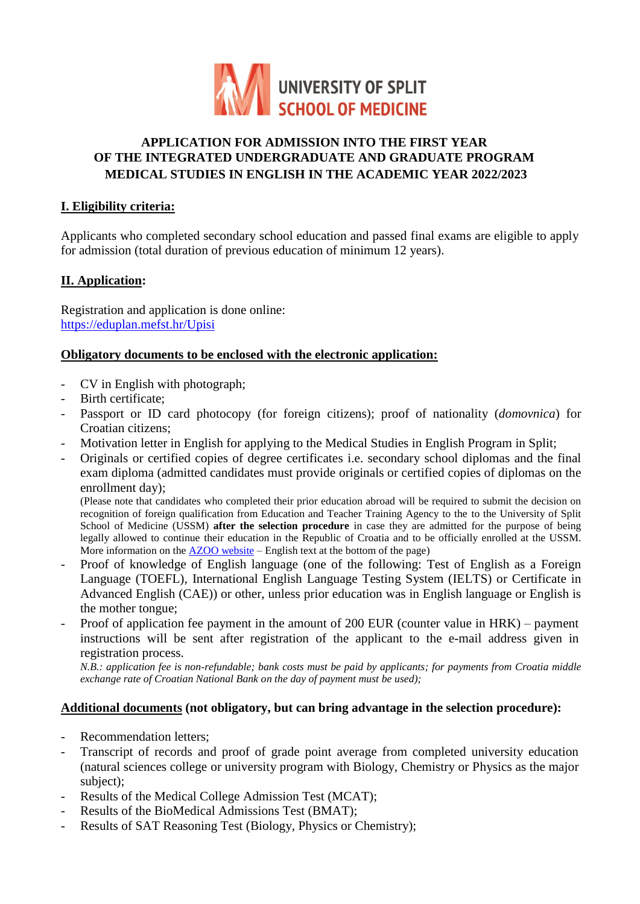UNIVERSITY OF SPLIT
SCHOOL OF MEDICINE

# APPLICATION FOR ADMISSION INTO THE FIRST YEAR OF THE INTEGRATED UNDERGRADUATE AND GRADUATE PROGRAM MEDICAL STUDIES IN ENGLISH IN THE ACADEMIC YEAR 2022/2023

## I. Eligibility criteria:

Applicants who completed secondary school education and passed final exams are eligible to apply for admission (total duration of previous education of minimum 12 years).

## II. Application:

Registration and application is done online:
[https://eduplan.mefst.hr/Upisi](https://eduplan.mefst.hr/Upisi)

### Obligatory documents to be enclosed with the electronic application:

- CV in English with photograph;
- Birth certificate;
- Passport or ID card photocopy (for foreign citizens); proof of nationality (*domovnica*) for Croatian citizens;
- Motivation letter in English for applying to the Medical Studies in English Program in Split;
- Originals or certified copies of degree certificates i.e. secondary school diplomas and the final exam diploma (admitted candidates must provide originals or certified copies of diplomas on the enrollment day);
  (Please note that candidates who completed their prior education abroad will be required to submit the decision on recognition of foreign qualification from Education and Teacher Training Agency to the to the University of Split School of Medicine (USSM) **after the selection procedure** in case they are admitted for the purpose of being legally allowed to continue their education in the Republic of Croatia and to be officially enrolled at the USSM. More information on the AZOO website – English text at the bottom of the page)
- Proof of knowledge of English language (one of the following: Test of English as a Foreign Language (TOEFL), International English Language Testing System (IELTS) or Certificate in Advanced English (CAE)) or other, unless prior education was in English language or English is the mother tongue;
- Proof of application fee payment in the amount of 200 EUR (counter value in HRK) – payment instructions will be sent after registration of the applicant to the e-mail address given in registration process.
  *N.B.: application fee is non-refundable; bank costs must be paid by applicants; for payments from Croatia middle exchange rate of Croatian National Bank on the day of payment must be used);*

### Additional documents (not obligatory, but can bring advantage in the selection procedure):

- Recommendation letters;
- Transcript of records and proof of grade point average from completed university education (natural sciences college or university program with Biology, Chemistry or Physics as the major subject);
- Results of the Medical College Admission Test (MCAT);
- Results of the BioMedical Admissions Test (BMAT);
- Results of SAT Reasoning Test (Biology, Physics or Chemistry);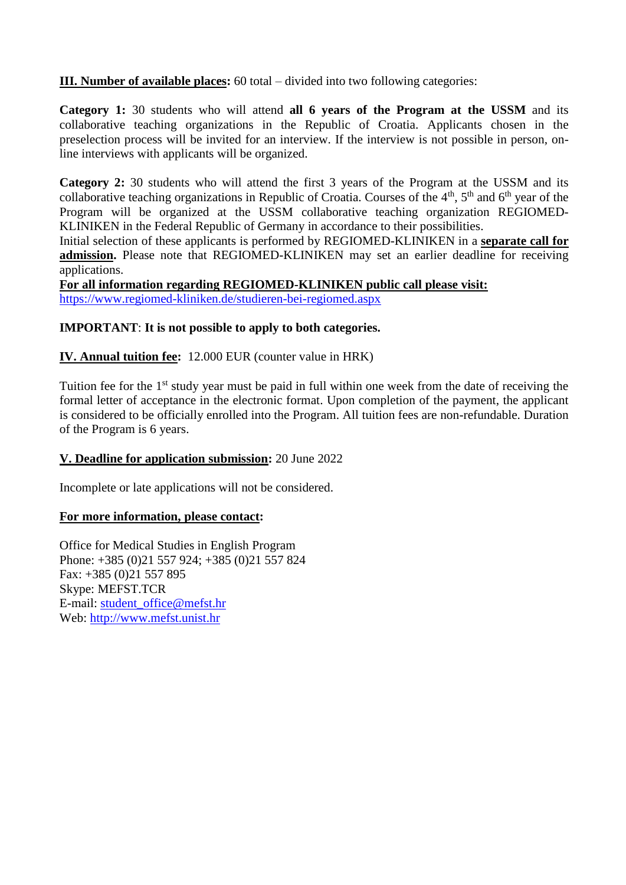**III. Number of available places:** 60 total – divided into two following categories:

**Category 1:** 30 students who will attend **all 6 years of the Program at the USSM** and its collaborative teaching organizations in the Republic of Croatia. Applicants chosen in the preselection process will be invited for an interview. If the interview is not possible in person, on-line interviews with applicants will be organized.

**Category 2:** 30 students who will attend the first 3 years of the Program at the USSM and its collaborative teaching organizations in Republic of Croatia. Courses of the 4th, 5th and 6th year of the Program will be organized at the USSM collaborative teaching organization REGIOMED-KLINIKEN in the Federal Republic of Germany in accordance to their possibilities.
Initial selection of these applicants is performed by REGIOMED-KLINIKEN in a **separate call for admission.** Please note that REGIOMED-KLINIKEN may set an earlier deadline for receiving applications.
**For all information regarding REGIOMED-KLINIKEN public call please visit:**
https://www.regiomed-kliniken.de/studieren-bei-regiomed.aspx

**IMPORTANT**: **It is not possible to apply to both categories.**

**IV. Annual tuition fee:** 12.000 EUR (counter value in HRK)

Tuition fee for the 1st study year must be paid in full within one week from the date of receiving the formal letter of acceptance in the electronic format. Upon completion of the payment, the applicant is considered to be officially enrolled into the Program. All tuition fees are non-refundable. Duration of the Program is 6 years.

**V. Deadline for application submission:** 20 June 2022

Incomplete or late applications will not be considered.

**For more information, please contact:**

Office for Medical Studies in English Program
Phone: +385 (0)21 557 924; +385 (0)21 557 824
Fax: +385 (0)21 557 895
Skype: MEFST.TCR
E-mail: student_office@mefst.hr
Web: http://www.mefst.unist.hr